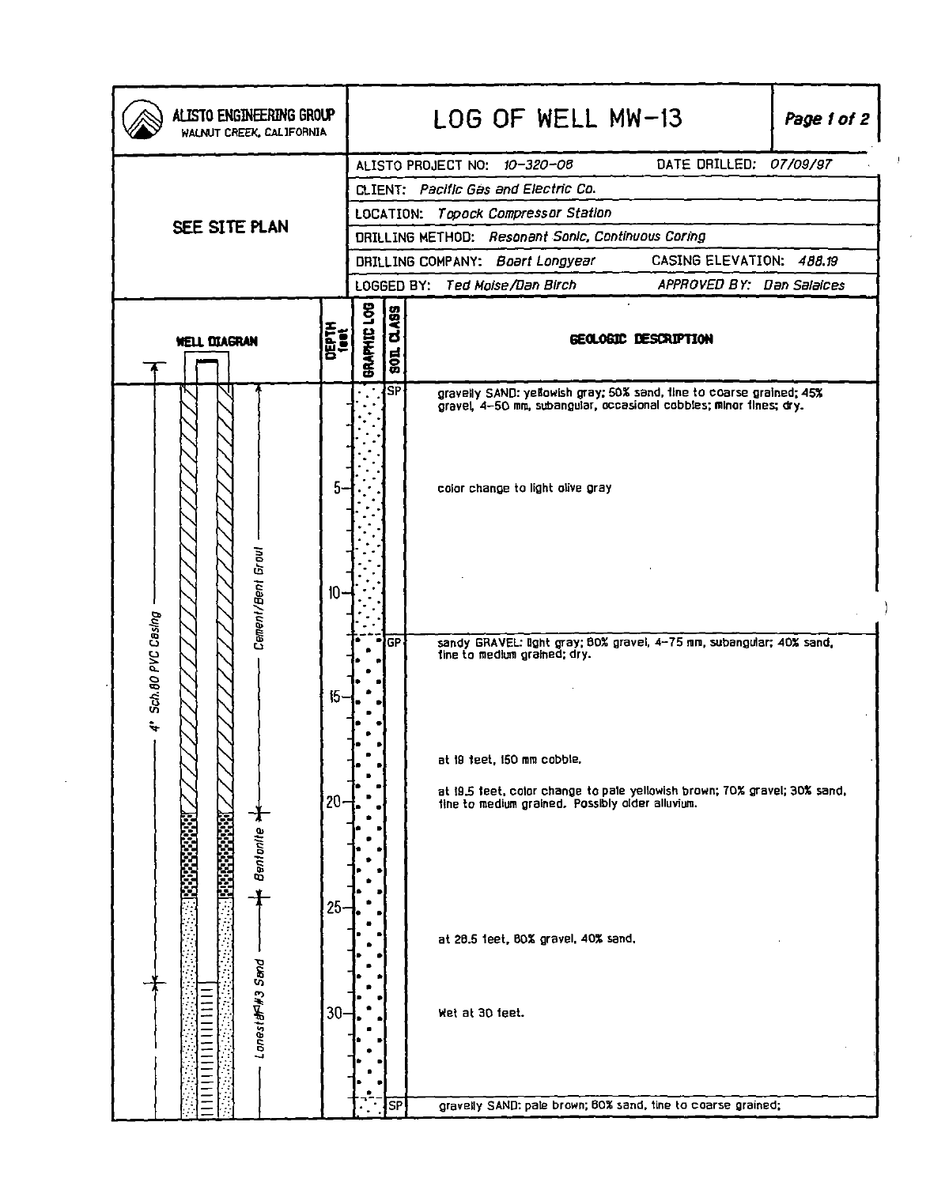# LOG OF WELL MW-13

**ALISTO ENGINEERING GROUP**
WALNUT CREEK, CALIFORNIA

SEE SITE PLAN

| | |
|---|---|
| ALISTO PROJECT NO: *10-320-08* | DATE DRILLED: *07/09/97* |
| CLIENT: *Pacific Gas and Electric Co.* | |
| LOCATION: *Topock Compressor Station* | |
| DRILLING METHOD: *Resonant Sonic, Continuous Coring* | |
| DRILLING COMPANY: *Boart Longyear* | CASING ELEVATION: *488.19* |
| LOGGED BY: *Ted Moise/Dan Birch* | APPROVED BY: *Dan Salaices* |

**WELL DIAGRAM**

- 4" Sch.80 PVC Casing
- Cement/Bent Grout (0 to ~20 feet)
- Bentonite (~20 to ~24 feet)
- Lonestar #3 Sand (~24 feet to bottom of page)

| DEPTH (feet) | SOIL CLASS | GEOLOGIC DESCRIPTION |
|---|---|---|
| 0 | SP | gravelly SAND: yellowish gray; 50% sand, fine to coarse grained; 45% gravel, 4-50 mm, subangular, occasional cobbles; minor fines; dry. |
| 5 | | color change to light olive gray |
| 12 | GP | sandy GRAVEL: light gray; 60% gravel, 4-75 mm, subangular; 40% sand, fine to medium grained; dry. |
| 18 | | at 18 feet, 150 mm cobble. |
| 19.5 | | at 19.5 feet, color change to pale yellowish brown; 70% gravel; 30% sand, fine to medium grained. Possibly older alluvium. |
| 26.5 | | at 26.5 feet, 60% gravel, 40% sand. |
| 30 | | Wet at 30 feet. |
| 34 | SP | gravelly SAND: pale brown; 60% sand, fine to coarse grained; |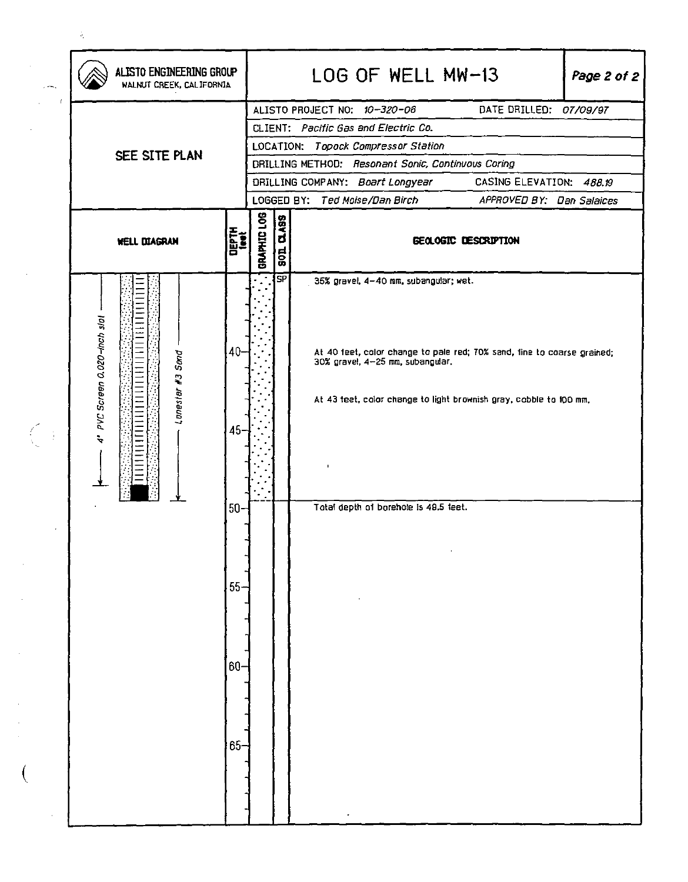# ALISTO ENGINEERING GROUP
WALNUT CREEK, CALIFORNIA

# LOG OF WELL MW-13

Page 2 of 2

SEE SITE PLAN

| | |
|---|---|
| ALISTO PROJECT NO: *10-320-06* | DATE DRILLED: *07/09/97* |
| CLIENT: *Pacific Gas and Electric Co.* | |
| LOCATION: *Topock Compressor Station* | |
| DRILLING METHOD: *Resonant Sonic, Continuous Coring* | |
| DRILLING COMPANY: *Boart Longyear* | CASING ELEVATION: *488.19* |
| LOGGED BY: *Ted Moise/Dan Birch* | APPROVED BY: *Dan Salaices* |

| WELL DIAGRAM | DEPTH feet | GRAPHIC LOG | SOIL CLASS | GEOLOGIC DESCRIPTION |
|---|---|---|---|---|
| 4" PVC Screen 0.020-inch slot; Lonestar #3 Sand | | | SP | 35% gravel, 4-40 mm, subangular; wet. |
| | 40 | | | At 40 feet, color change to pale red; 70% sand, fine to coarse grained; 30% gravel, 4-25 mm, subangular. |
| | | | | At 43 feet, color change to light brownish gray, cobble to 100 mm. |
| | 45 | | | |
| | 50 | | | Total depth of borehole is 48.5 feet. |
| | 55 | | | |
| | 60 | | | |
| | 65 | | | |